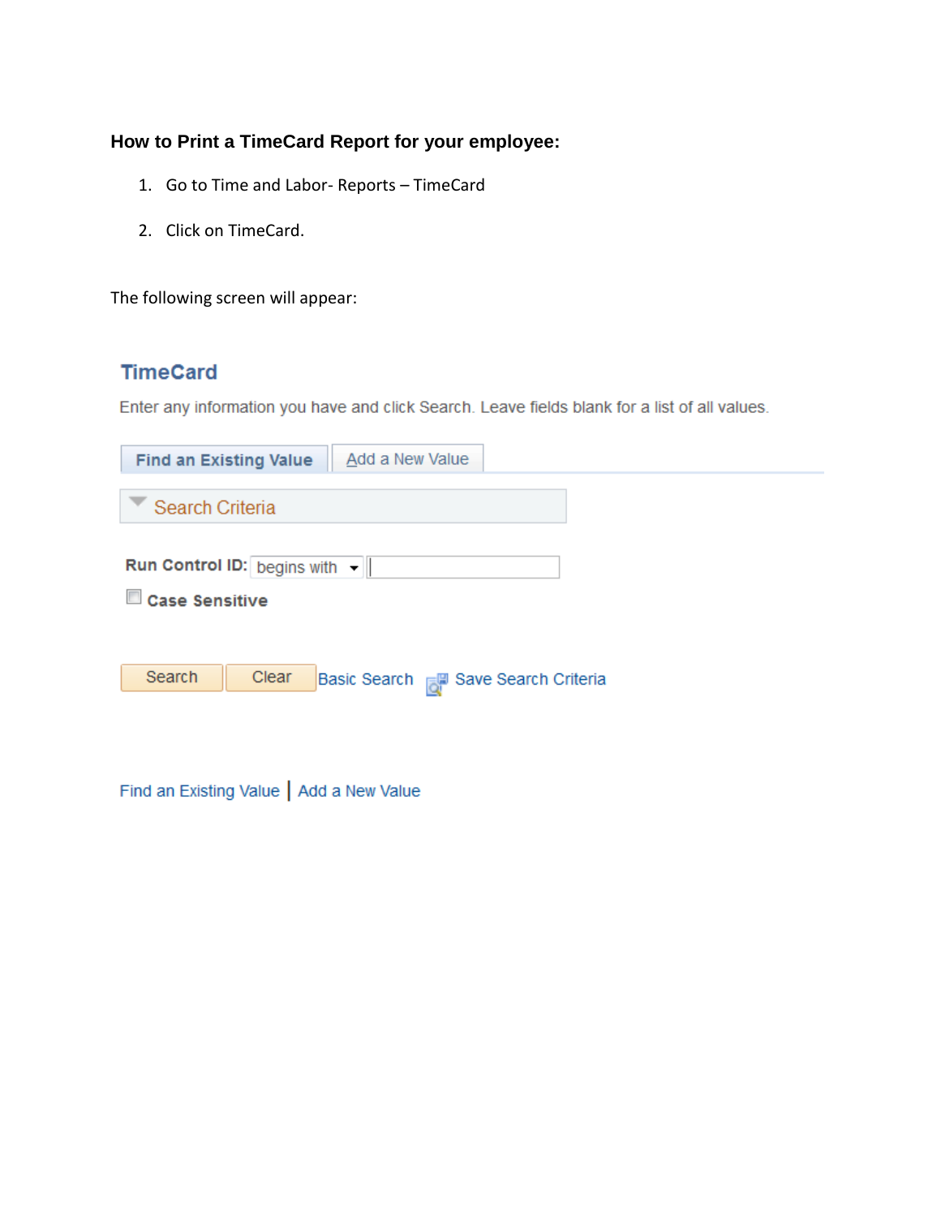### How to Print a TimeCard Report for your employee:

1. Go to Time and Labor- Reports – TimeCard
2. Click on TimeCard.

The following screen will appear:

**TimeCard**

Enter any information you have and click Search. Leave fields blank for a list of all values.

**Find an Existing Value** | Add a New Value

Search Criteria

**Run Control ID:** begins with

**Case Sensitive**

Search | Clear | Basic Search | Save Search Criteria

Find an Existing Value | Add a New Value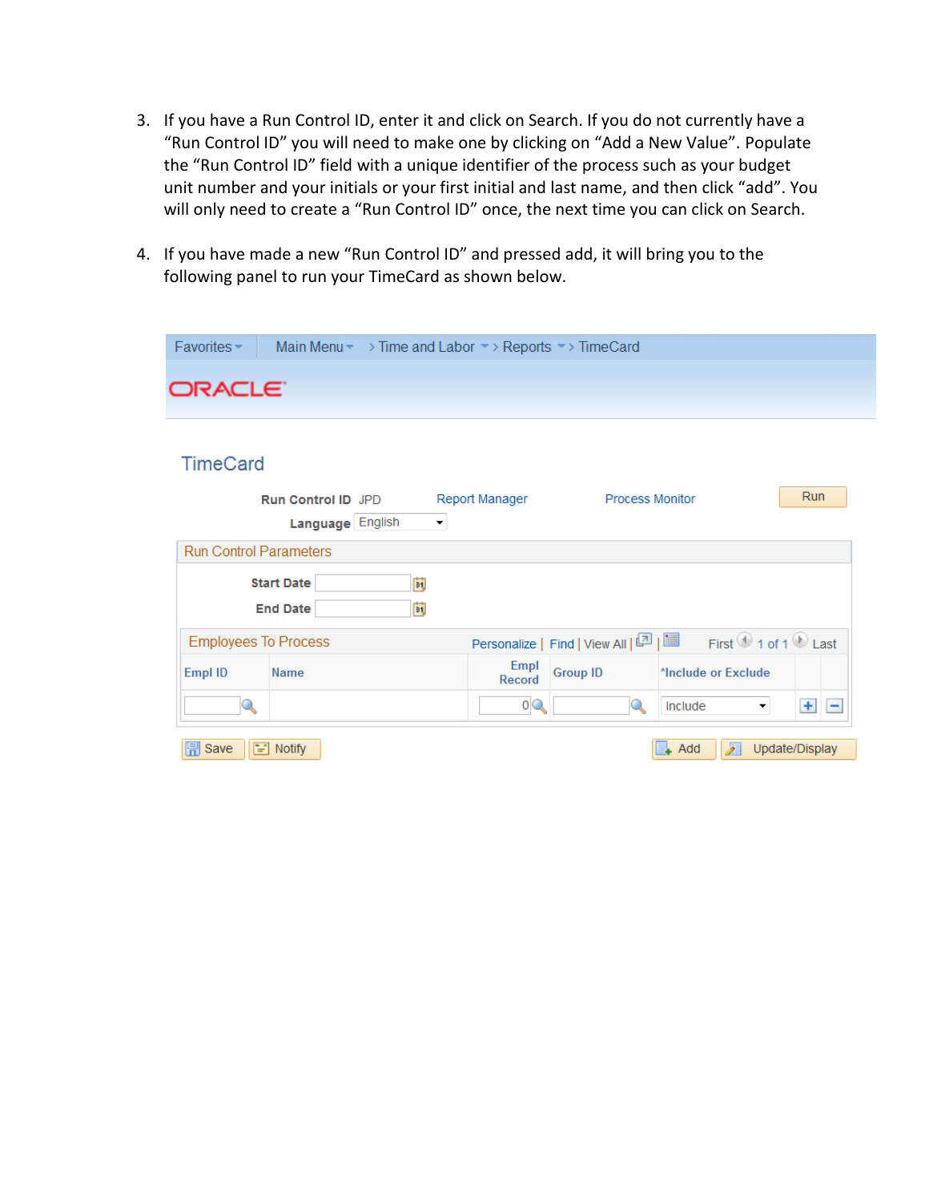3. If you have a Run Control ID, enter it and click on Search. If you do not currently have a "Run Control ID" you will need to make one by clicking on "Add a New Value". Populate the "Run Control ID" field with a unique identifier of the process such as your budget unit number and your initials or your first initial and last name, and then click "add". You will only need to create a "Run Control ID" once, the next time you can click on Search.

4. If you have made a new "Run Control ID" and pressed add, it will bring you to the following panel to run your TimeCard as shown below.

Favorites | Main Menu > Time and Labor > Reports > TimeCard

ORACLE

TimeCard

**Run Control ID** JPD    Report Manager    Process Monitor    Run

**Language** English

Run Control Parameters

**Start Date**

**End Date**

Employees To Process    Personalize | Find | View All |    First 1 of 1 Last

| Empl ID | Name | Empl Record | Group ID | *Include or Exclude |
|---|---|---|---|---|
| | | 0 | | Include |

Save    Notify    Add    Update/Display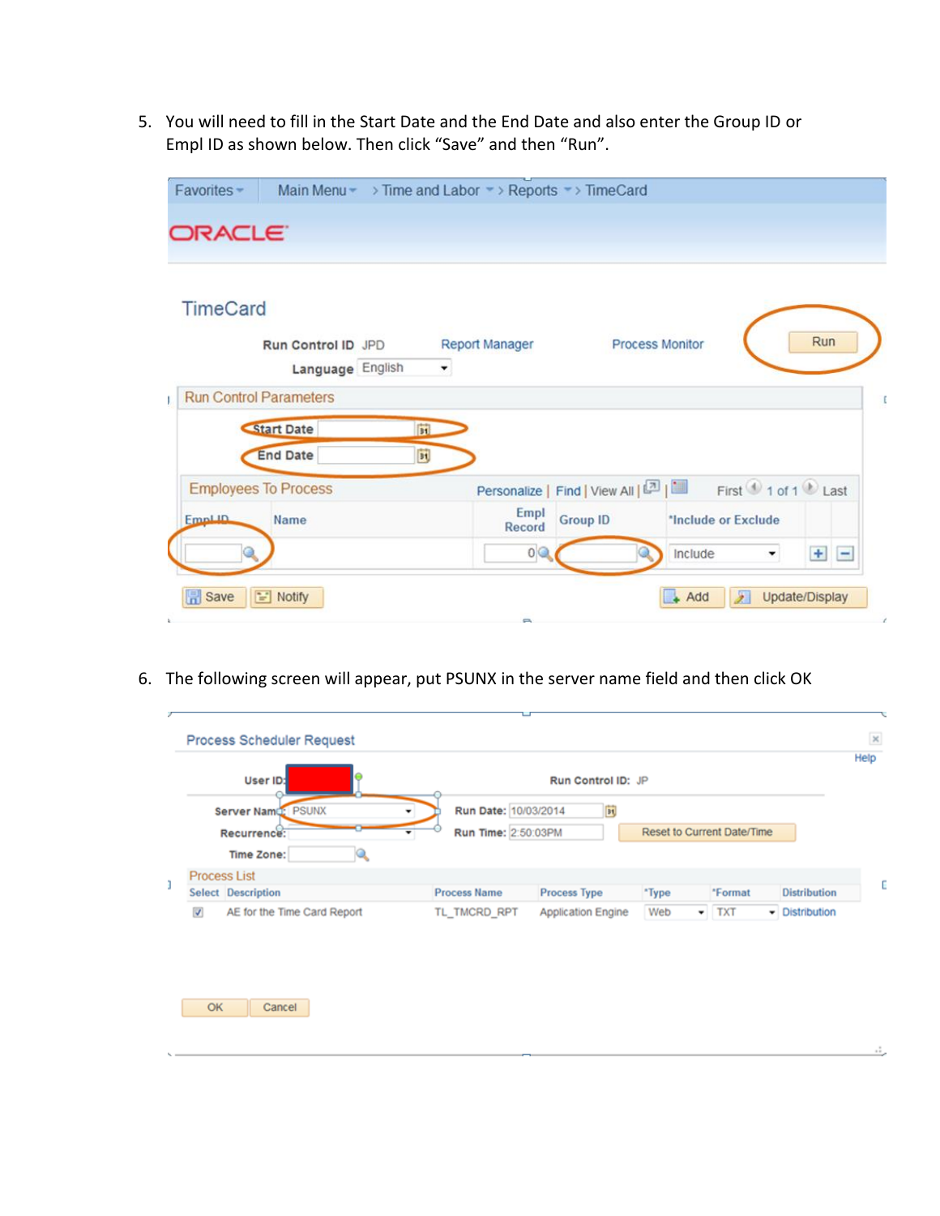5. You will need to fill in the Start Date and the End Date and also enter the Group ID or Empl ID as shown below. Then click "Save" and then "Run".

6. The following screen will appear, put PSUNX in the server name field and then click OK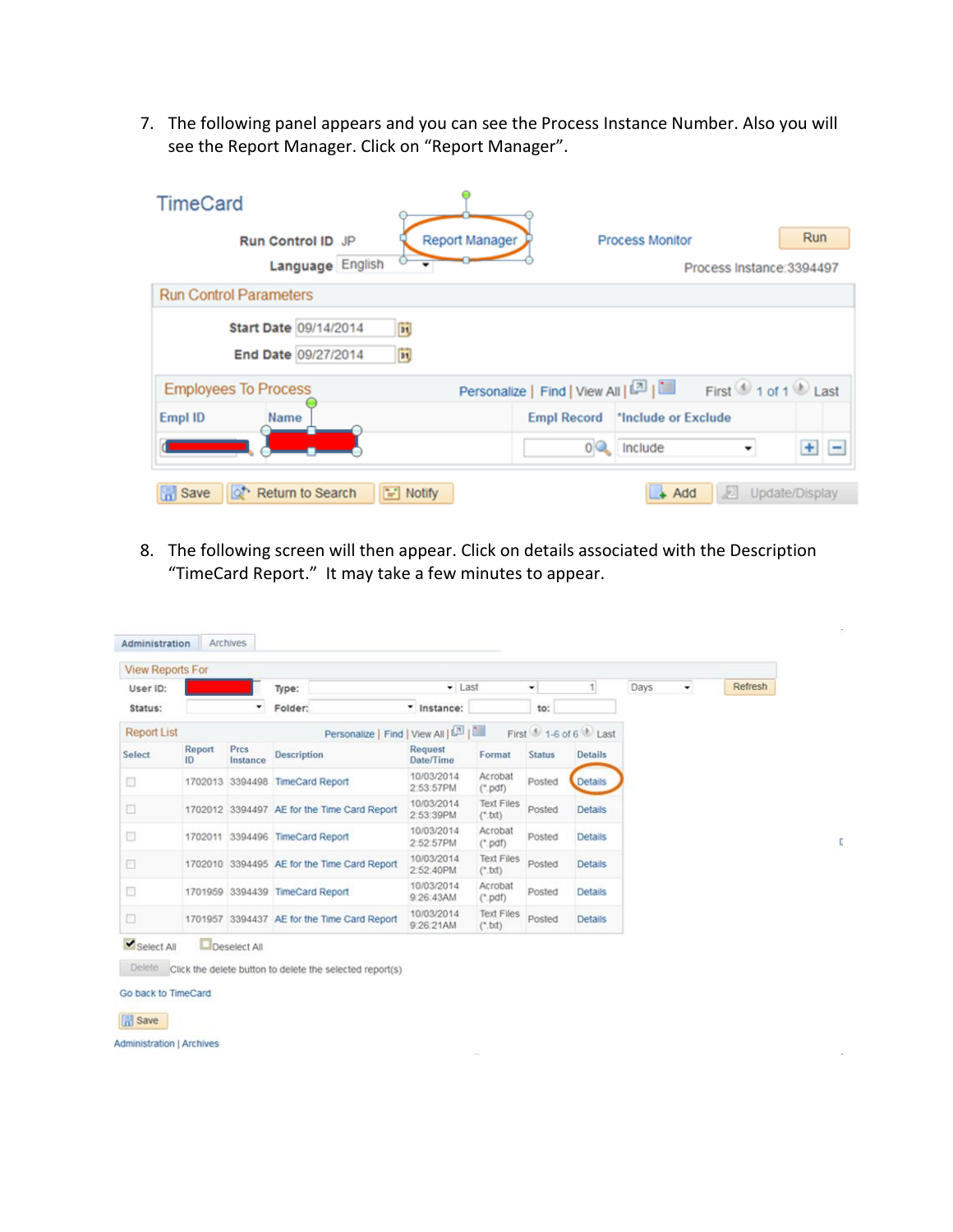7. The following panel appears and you can see the Process Instance Number. Also you will see the Report Manager. Click on "Report Manager".

TimeCard

Run Control ID JP — Report Manager — Process Monitor — Run

Language English — Process Instance:3394497

Run Control Parameters

Start Date 09/14/2014

End Date 09/27/2014

Employees To Process — Personalize | Find | View All | First 1 of 1 Last

| Empl ID | Name | Empl Record | *Include or Exclude |
|---|---|---|---|
| | | 0 | Include |

Save | Return to Search | Notify | Add | Update/Display

8. The following screen will then appear. Click on details associated with the Description "TimeCard Report." It may take a few minutes to appear.

Administration | Archives

View Reports For

User ID: — Type: — Last — 1 — Days — Refresh

Status: — Folder: — Instance: — to:

Report List — Personalize | Find | View All | First 1-6 of 6 Last

| Select | Report ID | Prcs Instance | Description | Request Date/Time | Format | Status | Details |
|---|---|---|---|---|---|---|---|
| | 1702013 | 3394498 | TimeCard Report | 10/03/2014 2:53:57PM | Acrobat (*.pdf) | Posted | Details |
| | 1702012 | 3394497 | AE for the Time Card Report | 10/03/2014 2:53:39PM | Text Files (*.txt) | Posted | Details |
| | 1702011 | 3394496 | TimeCard Report | 10/03/2014 2:52:57PM | Acrobat (*.pdf) | Posted | Details |
| | 1702010 | 3394495 | AE for the Time Card Report | 10/03/2014 2:52:40PM | Text Files (*.txt) | Posted | Details |
| | 1701959 | 3394439 | TimeCard Report | 10/03/2014 9:26:43AM | Acrobat (*.pdf) | Posted | Details |
| | 1701957 | 3394437 | AE for the Time Card Report | 10/03/2014 9:26:21AM | Text Files (*.txt) | Posted | Details |

Select All — Deselect All

Delete — Click the delete button to delete the selected report(s)

Go back to TimeCard

Save

Administration | Archives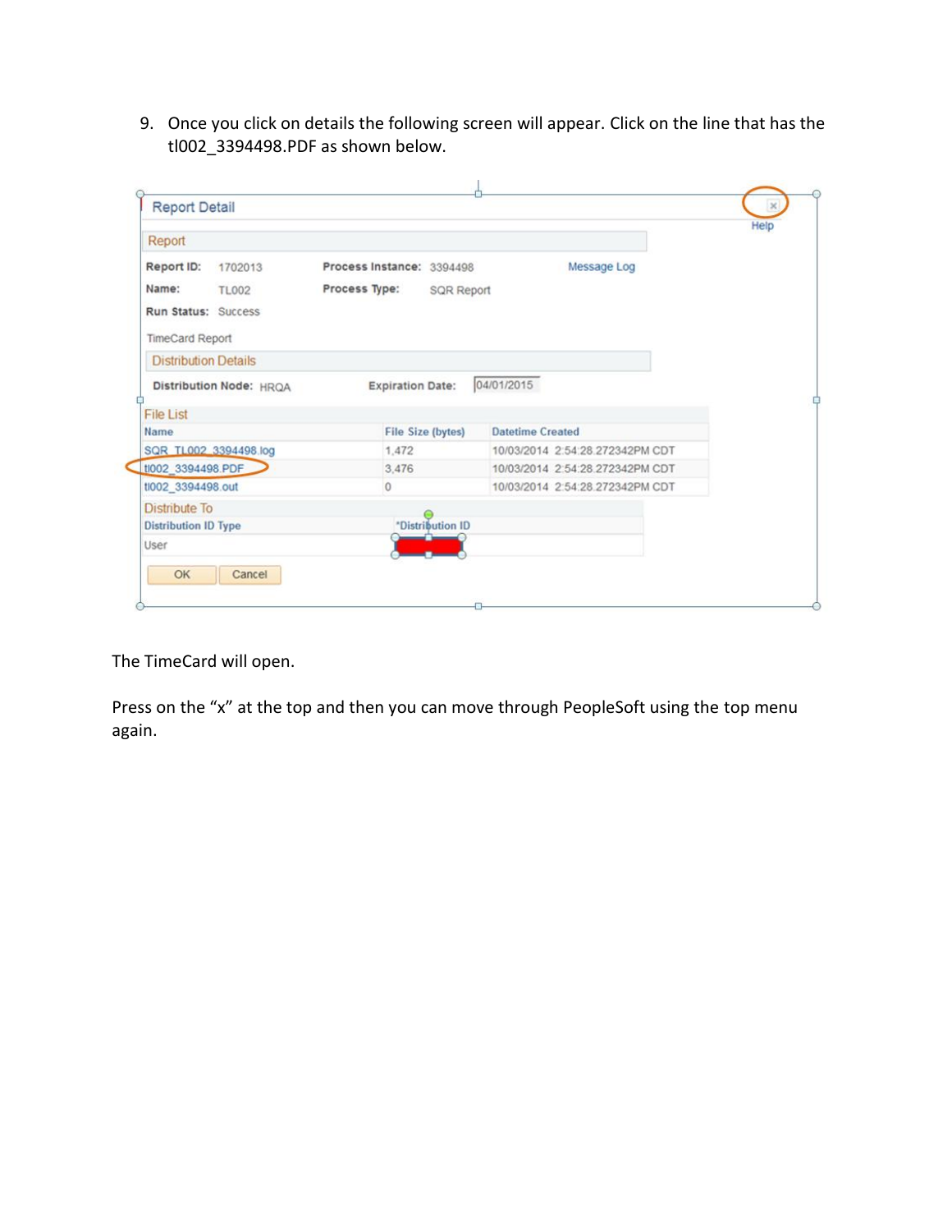9. Once you click on details the following screen will appear. Click on the line that has the tl002_3394498.PDF as shown below.

Report Detail

Help

Report

Report ID: 1702013 Process Instance: 3394498 Message Log

Name: TL002 Process Type: SQR Report

Run Status: Success

TimeCard Report

Distribution Details

Distribution Node: HRQA Expiration Date: 04/01/2015

File List

| Name | File Size (bytes) | Datetime Created |
|---|---|---|
| SQR_TL002_3394498.log | 1,472 | 10/03/2014 2:54:28.272342PM CDT |
| tl002_3394498.PDF | 3,476 | 10/03/2014 2:54:28.272342PM CDT |
| tl002_3394498.out | 0 | 10/03/2014 2:54:28.272342PM CDT |

Distribute To

| Distribution ID Type | *Distribution ID |
|---|---|
| User | |

OK Cancel

The TimeCard will open.

Press on the "x" at the top and then you can move through PeopleSoft using the top menu again.